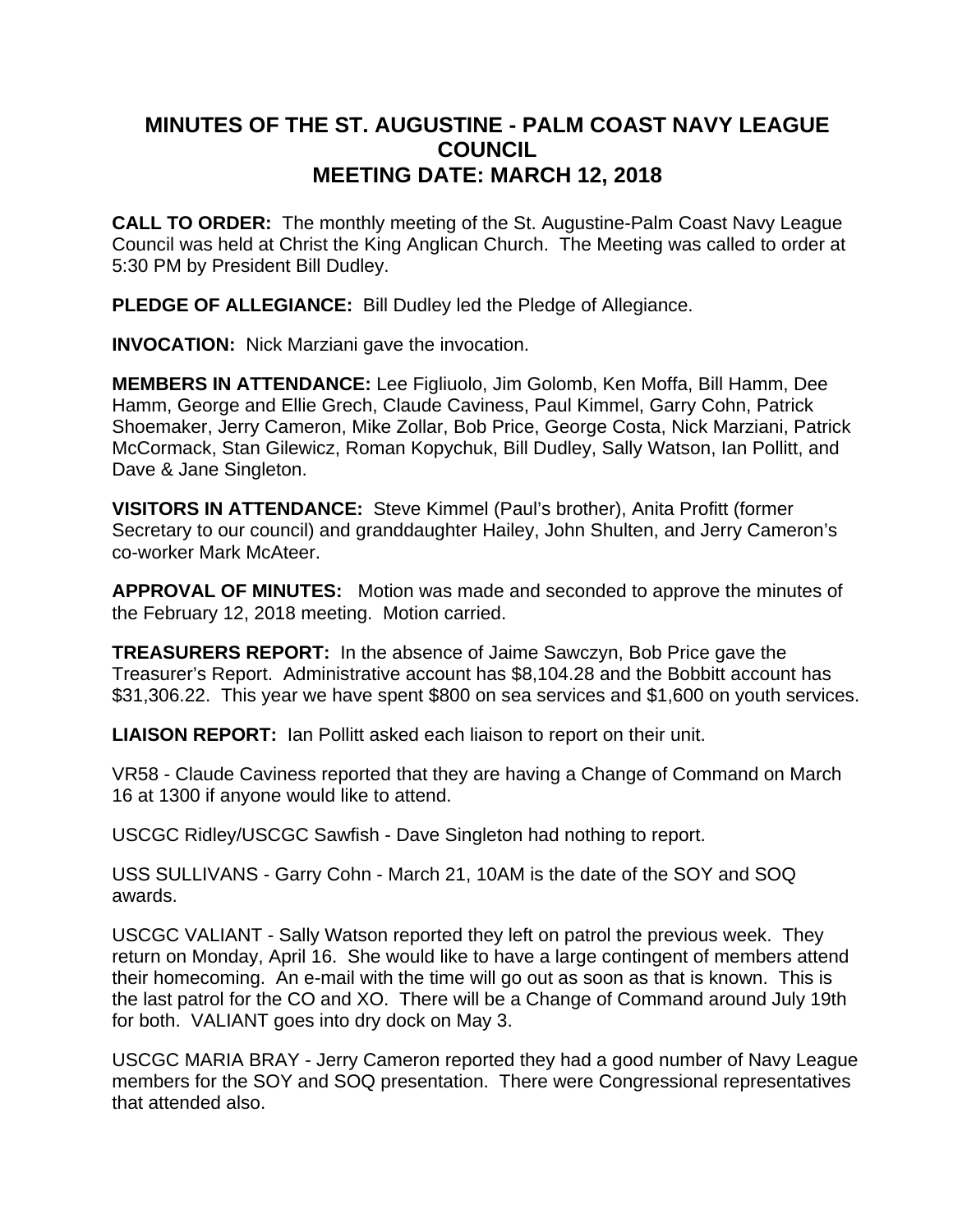# MINUTES OF THE ST. AUGUSTINE - PALM COAST NAVY LEAGUE COUNCIL
# MEETING DATE: MARCH 12, 2018

**CALL TO ORDER:** The monthly meeting of the St. Augustine-Palm Coast Navy League Council was held at Christ the King Anglican Church. The Meeting was called to order at 5:30 PM by President Bill Dudley.

**PLEDGE OF ALLEGIANCE:** Bill Dudley led the Pledge of Allegiance.

**INVOCATION:** Nick Marziani gave the invocation.

**MEMBERS IN ATTENDANCE:** Lee Figliuolo, Jim Golomb, Ken Moffa, Bill Hamm, Dee Hamm, George and Ellie Grech, Claude Caviness, Paul Kimmel, Garry Cohn, Patrick Shoemaker, Jerry Cameron, Mike Zollar, Bob Price, George Costa, Nick Marziani, Patrick McCormack, Stan Gilewicz, Roman Kopychuk, Bill Dudley, Sally Watson, Ian Pollitt, and Dave & Jane Singleton.

**VISITORS IN ATTENDANCE:** Steve Kimmel (Paul's brother), Anita Profitt (former Secretary to our council) and granddaughter Hailey, John Shulten, and Jerry Cameron's co-worker Mark McAteer.

**APPROVAL OF MINUTES:** Motion was made and seconded to approve the minutes of the February 12, 2018 meeting. Motion carried.

**TREASURERS REPORT:** In the absence of Jaime Sawczyn, Bob Price gave the Treasurer's Report. Administrative account has $8,104.28 and the Bobbitt account has $31,306.22. This year we have spent $800 on sea services and $1,600 on youth services.

**LIAISON REPORT:** Ian Pollitt asked each liaison to report on their unit.

VR58 - Claude Caviness reported that they are having a Change of Command on March 16 at 1300 if anyone would like to attend.

USCGC Ridley/USCGC Sawfish - Dave Singleton had nothing to report.

USS SULLIVANS - Garry Cohn - March 21, 10AM is the date of the SOY and SOQ awards.

USCGC VALIANT - Sally Watson reported they left on patrol the previous week. They return on Monday, April 16. She would like to have a large contingent of members attend their homecoming. An e-mail with the time will go out as soon as that is known. This is the last patrol for the CO and XO. There will be a Change of Command around July 19th for both. VALIANT goes into dry dock on May 3.

USCGC MARIA BRAY - Jerry Cameron reported they had a good number of Navy League members for the SOY and SOQ presentation. There were Congressional representatives that attended also.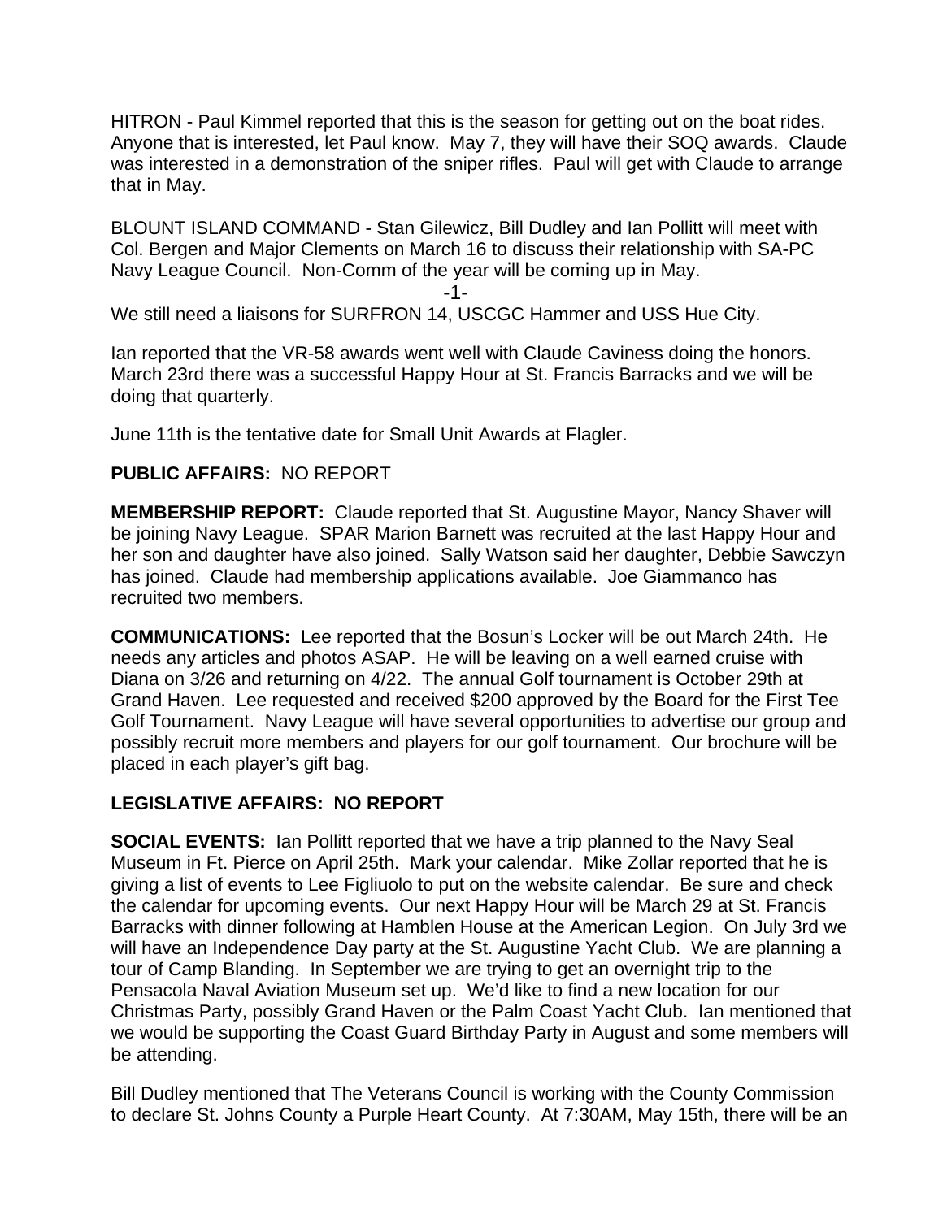HITRON - Paul Kimmel reported that this is the season for getting out on the boat rides. Anyone that is interested, let Paul know. May 7, they will have their SOQ awards. Claude was interested in a demonstration of the sniper rifles. Paul will get with Claude to arrange that in May.

BLOUNT ISLAND COMMAND - Stan Gilewicz, Bill Dudley and Ian Pollitt will meet with Col. Bergen and Major Clements on March 16 to discuss their relationship with SA-PC Navy League Council. Non-Comm of the year will be coming up in May.

We still need a liaisons for SURFRON 14, USCGC Hammer and USS Hue City.

Ian reported that the VR-58 awards went well with Claude Caviness doing the honors. March 23rd there was a successful Happy Hour at St. Francis Barracks and we will be doing that quarterly.

June 11th is the tentative date for Small Unit Awards at Flagler.

**PUBLIC AFFAIRS:** NO REPORT

**MEMBERSHIP REPORT:** Claude reported that St. Augustine Mayor, Nancy Shaver will be joining Navy League. SPAR Marion Barnett was recruited at the last Happy Hour and her son and daughter have also joined. Sally Watson said her daughter, Debbie Sawczyn has joined. Claude had membership applications available. Joe Giammanco has recruited two members.

**COMMUNICATIONS:** Lee reported that the Bosun's Locker will be out March 24th. He needs any articles and photos ASAP. He will be leaving on a well earned cruise with Diana on 3/26 and returning on 4/22. The annual Golf tournament is October 29th at Grand Haven. Lee requested and received $200 approved by the Board for the First Tee Golf Tournament. Navy League will have several opportunities to advertise our group and possibly recruit more members and players for our golf tournament. Our brochure will be placed in each player's gift bag.

**LEGISLATIVE AFFAIRS: NO REPORT**

**SOCIAL EVENTS:** Ian Pollitt reported that we have a trip planned to the Navy Seal Museum in Ft. Pierce on April 25th. Mark your calendar. Mike Zollar reported that he is giving a list of events to Lee Figliuolo to put on the website calendar. Be sure and check the calendar for upcoming events. Our next Happy Hour will be March 29 at St. Francis Barracks with dinner following at Hamblen House at the American Legion. On July 3rd we will have an Independence Day party at the St. Augustine Yacht Club. We are planning a tour of Camp Blanding. In September we are trying to get an overnight trip to the Pensacola Naval Aviation Museum set up. We'd like to find a new location for our Christmas Party, possibly Grand Haven or the Palm Coast Yacht Club. Ian mentioned that we would be supporting the Coast Guard Birthday Party in August and some members will be attending.

Bill Dudley mentioned that The Veterans Council is working with the County Commission to declare St. Johns County a Purple Heart County. At 7:30AM, May 15th, there will be an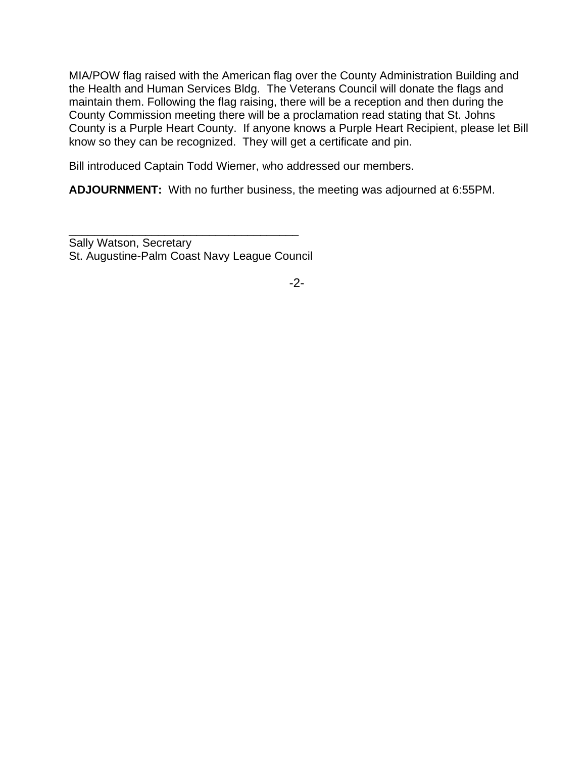MIA/POW flag raised with the American flag over the County Administration Building and the Health and Human Services Bldg. The Veterans Council will donate the flags and maintain them. Following the flag raising, there will be a reception and then during the County Commission meeting there will be a proclamation read stating that St. Johns County is a Purple Heart County. If anyone knows a Purple Heart Recipient, please let Bill know so they can be recognized. They will get a certificate and pin.

Bill introduced Captain Todd Wiemer, who addressed our members.

**ADJOURNMENT:** With no further business, the meeting was adjourned at 6:55PM.

_____________________________________

Sally Watson, Secretary
St. Augustine-Palm Coast Navy League Council